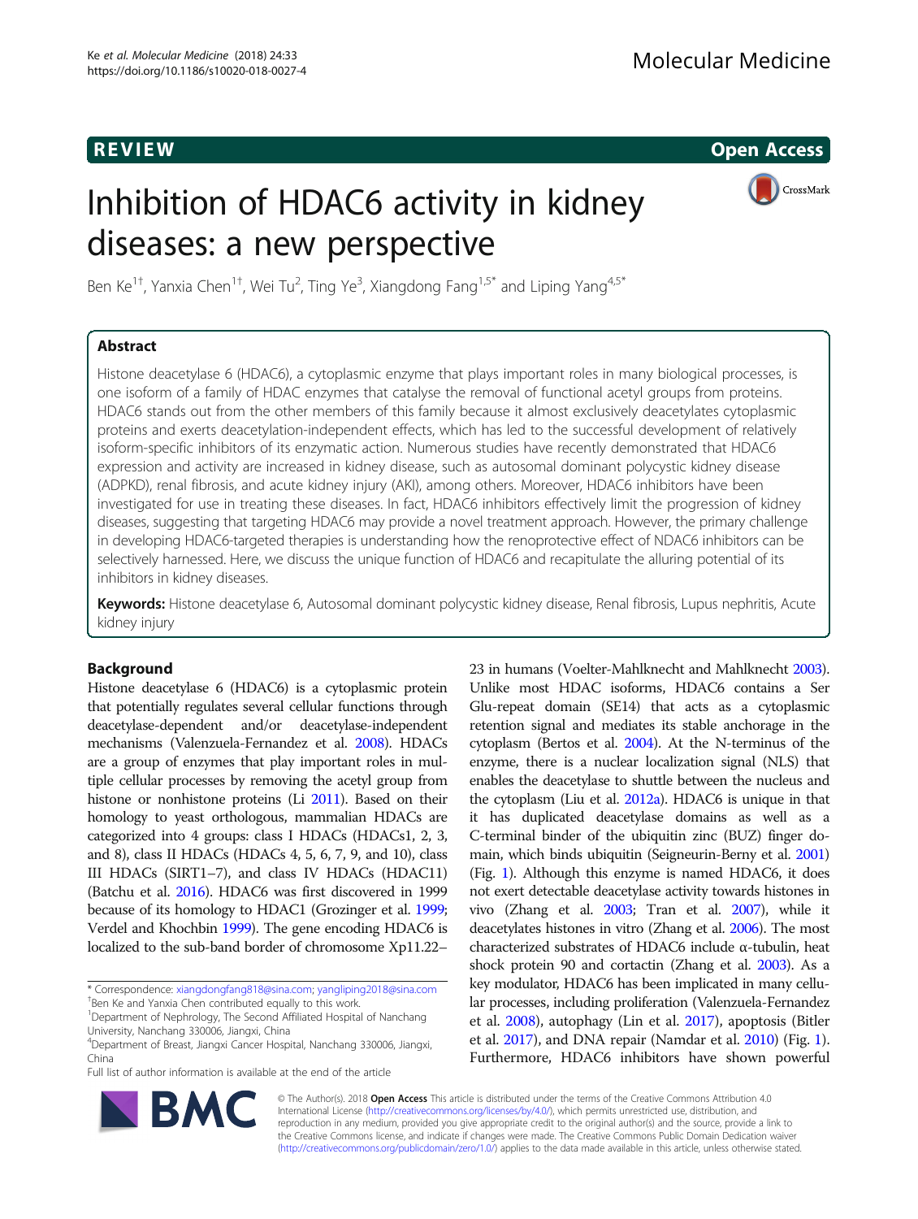REVIEW

Open Access

# Inhibition of HDAC6 activity in kidney diseases: a new perspective

Ben Ke[1†], Yanxia Chen[1†], Wei Tu[2], Ting Ye[3], Xiangdong Fang[1,5*] and Liping Yang[4,5*]

## Abstract

Histone deacetylase 6 (HDAC6), a cytoplasmic enzyme that plays important roles in many biological processes, is one isoform of a family of HDAC enzymes that catalyse the removal of functional acetyl groups from proteins. HDAC6 stands out from the other members of this family because it almost exclusively deacetylates cytoplasmic proteins and exerts deacetylation-independent effects, which has led to the successful development of relatively isoform-specific inhibitors of its enzymatic action. Numerous studies have recently demonstrated that HDAC6 expression and activity are increased in kidney disease, such as autosomal dominant polycystic kidney disease (ADPKD), renal fibrosis, and acute kidney injury (AKI), among others. Moreover, HDAC6 inhibitors have been investigated for use in treating these diseases. In fact, HDAC6 inhibitors effectively limit the progression of kidney diseases, suggesting that targeting HDAC6 may provide a novel treatment approach. However, the primary challenge in developing HDAC6-targeted therapies is understanding how the renoprotective effect of NDAC6 inhibitors can be selectively harnessed. Here, we discuss the unique function of HDAC6 and recapitulate the alluring potential of its inhibitors in kidney diseases.

**Keywords:** Histone deacetylase 6, Autosomal dominant polycystic kidney disease, Renal fibrosis, Lupus nephritis, Acute kidney injury

## Background

Histone deacetylase 6 (HDAC6) is a cytoplasmic protein that potentially regulates several cellular functions through deacetylase-dependent and/or deacetylase-independent mechanisms (Valenzuela-Fernandez et al. 2008). HDACs are a group of enzymes that play important roles in multiple cellular processes by removing the acetyl group from histone or nonhistone proteins (Li 2011). Based on their homology to yeast orthologous, mammalian HDACs are categorized into 4 groups: class I HDACs (HDACs1, 2, 3, and 8), class II HDACs (HDACs 4, 5, 6, 7, 9, and 10), class III HDACs (SIRT1–7), and class IV HDACs (HDAC11) (Batchu et al. 2016). HDAC6 was first discovered in 1999 because of its homology to HDAC1 (Grozinger et al. 1999; Verdel and Khochbin 1999). The gene encoding HDAC6 is localized to the sub-band border of chromosome Xp11.22–23 in humans (Voelter-Mahlknecht and Mahlknecht 2003). Unlike most HDAC isoforms, HDAC6 contains a Ser Glu-repeat domain (SE14) that acts as a cytoplasmic retention signal and mediates its stable anchorage in the cytoplasm (Bertos et al. 2004). At the N-terminus of the enzyme, there is a nuclear localization signal (NLS) that enables the deacetylase to shuttle between the nucleus and the cytoplasm (Liu et al. 2012a). HDAC6 is unique in that it has duplicated deacetylase domains as well as a C-terminal binder of the ubiquitin zinc (BUZ) finger domain, which binds ubiquitin (Seigneurin-Berny et al. 2001) (Fig. 1). Although this enzyme is named HDAC6, it does not exert detectable deacetylase activity towards histones in vivo (Zhang et al. 2003; Tran et al. 2007), while it deacetylates histones in vitro (Zhang et al. 2006). The most characterized substrates of HDAC6 include α-tubulin, heat shock protein 90 and cortactin (Zhang et al. 2003). As a key modulator, HDAC6 has been implicated in many cellular processes, including proliferation (Valenzuela-Fernandez et al. 2008), autophagy (Lin et al. 2017), apoptosis (Bitler et al. 2017), and DNA repair (Namdar et al. 2010) (Fig. 1). Furthermore, HDAC6 inhibitors have shown powerful

\* Correspondence: xiangdongfang818@sina.com; yangliping2018@sina.com
†Ben Ke and Yanxia Chen contributed equally to this work.
[1]Department of Nephrology, The Second Affiliated Hospital of Nanchang University, Nanchang 330006, Jiangxi, China
[4]Department of Breast, Jiangxi Cancer Hospital, Nanchang 330006, Jiangxi, China
Full list of author information is available at the end of the article

© The Author(s). 2018 **Open Access** This article is distributed under the terms of the Creative Commons Attribution 4.0 International License (http://creativecommons.org/licenses/by/4.0/), which permits unrestricted use, distribution, and reproduction in any medium, provided you give appropriate credit to the original author(s) and the source, provide a link to the Creative Commons license, and indicate if changes were made. The Creative Commons Public Domain Dedication waiver (http://creativecommons.org/publicdomain/zero/1.0/) applies to the data made available in this article, unless otherwise stated.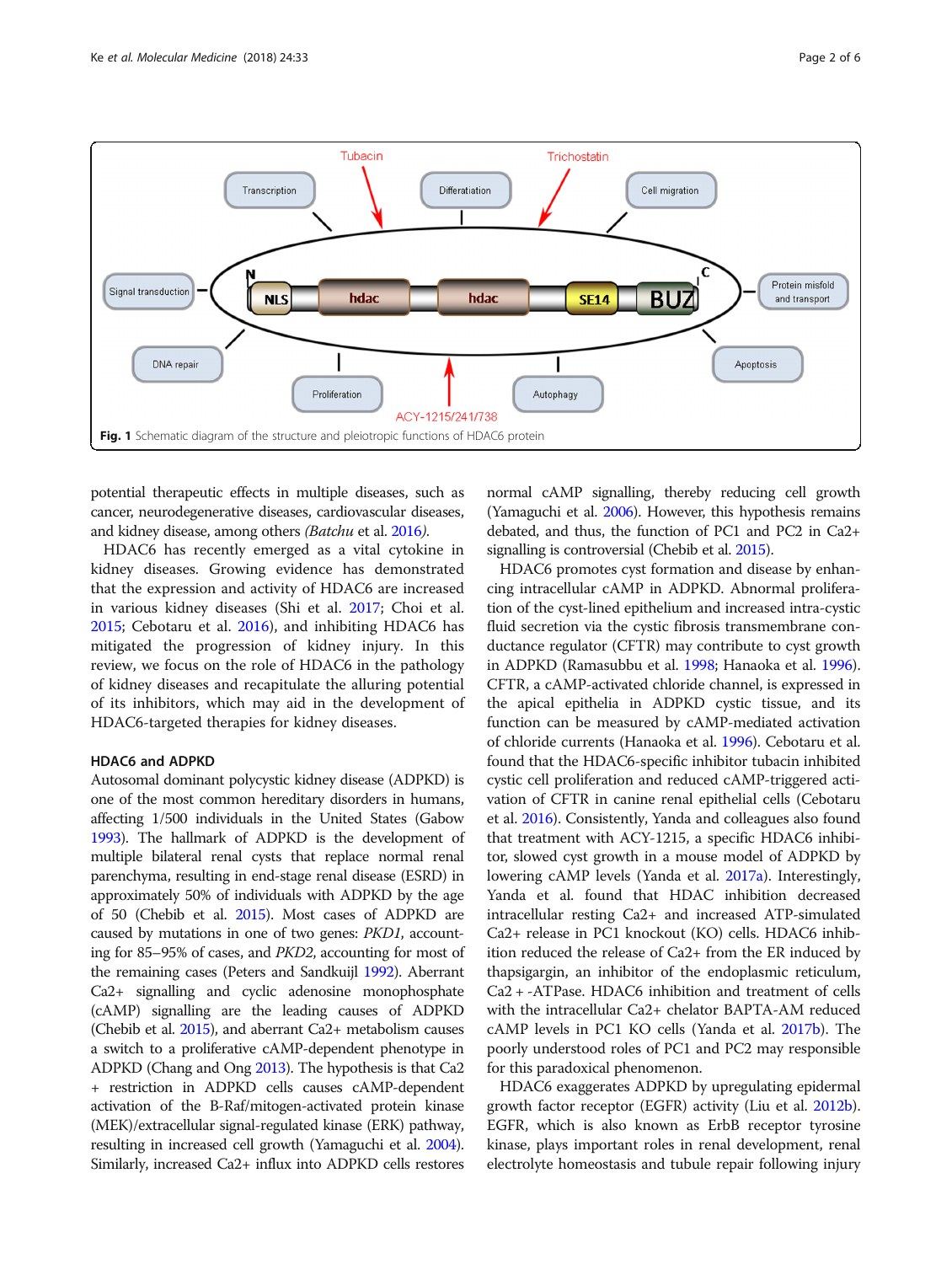Fig. 1 Schematic diagram of the structure and pleiotropic functions of HDAC6 protein

potential therapeutic effects in multiple diseases, such as cancer, neurodegenerative diseases, cardiovascular diseases, and kidney disease, among others *(Batchu* et al. 2016*)*.

HDAC6 has recently emerged as a vital cytokine in kidney diseases. Growing evidence has demonstrated that the expression and activity of HDAC6 are increased in various kidney diseases (Shi et al. 2017; Choi et al. 2015; Cebotaru et al. 2016), and inhibiting HDAC6 has mitigated the progression of kidney injury. In this review, we focus on the role of HDAC6 in the pathology of kidney diseases and recapitulate the alluring potential of its inhibitors, which may aid in the development of HDAC6-targeted therapies for kidney diseases.

## HDAC6 and ADPKD

Autosomal dominant polycystic kidney disease (ADPKD) is one of the most common hereditary disorders in humans, affecting 1/500 individuals in the United States (Gabow 1993). The hallmark of ADPKD is the development of multiple bilateral renal cysts that replace normal renal parenchyma, resulting in end-stage renal disease (ESRD) in approximately 50% of individuals with ADPKD by the age of 50 (Chebib et al. 2015). Most cases of ADPKD are caused by mutations in one of two genes: *PKD1*, accounting for 85–95% of cases, and *PKD2*, accounting for most of the remaining cases (Peters and Sandkuijl 1992). Aberrant Ca2+ signalling and cyclic adenosine monophosphate (cAMP) signalling are the leading causes of ADPKD (Chebib et al. 2015), and aberrant Ca2+ metabolism causes a switch to a proliferative cAMP-dependent phenotype in ADPKD (Chang and Ong 2013). The hypothesis is that Ca2 + restriction in ADPKD cells causes cAMP-dependent activation of the B-Raf/mitogen-activated protein kinase (MEK)/extracellular signal-regulated kinase (ERK) pathway, resulting in increased cell growth (Yamaguchi et al. 2004). Similarly, increased Ca2+ influx into ADPKD cells restores normal cAMP signalling, thereby reducing cell growth (Yamaguchi et al. 2006). However, this hypothesis remains debated, and thus, the function of PC1 and PC2 in Ca2+ signalling is controversial (Chebib et al. 2015).

HDAC6 promotes cyst formation and disease by enhancing intracellular cAMP in ADPKD. Abnormal proliferation of the cyst-lined epithelium and increased intra-cystic fluid secretion via the cystic fibrosis transmembrane conductance regulator (CFTR) may contribute to cyst growth in ADPKD (Ramasubbu et al. 1998; Hanaoka et al. 1996). CFTR, a cAMP-activated chloride channel, is expressed in the apical epithelia in ADPKD cystic tissue, and its function can be measured by cAMP-mediated activation of chloride currents (Hanaoka et al. 1996). Cebotaru et al. found that the HDAC6-specific inhibitor tubacin inhibited cystic cell proliferation and reduced cAMP-triggered activation of CFTR in canine renal epithelial cells (Cebotaru et al. 2016). Consistently, Yanda and colleagues also found that treatment with ACY-1215, a specific HDAC6 inhibitor, slowed cyst growth in a mouse model of ADPKD by lowering cAMP levels (Yanda et al. 2017a). Interestingly, Yanda et al. found that HDAC inhibition decreased intracellular resting Ca2+ and increased ATP-simulated Ca2+ release in PC1 knockout (KO) cells. HDAC6 inhibition reduced the release of Ca2+ from the ER induced by thapsigargin, an inhibitor of the endoplasmic reticulum, Ca2 + -ATPase. HDAC6 inhibition and treatment of cells with the intracellular Ca2+ chelator BAPTA-AM reduced cAMP levels in PC1 KO cells (Yanda et al. 2017b). The poorly understood roles of PC1 and PC2 may responsible for this paradoxical phenomenon.

HDAC6 exaggerates ADPKD by upregulating epidermal growth factor receptor (EGFR) activity (Liu et al. 2012b). EGFR, which is also known as ErbB receptor tyrosine kinase, plays important roles in renal development, renal electrolyte homeostasis and tubule repair following injury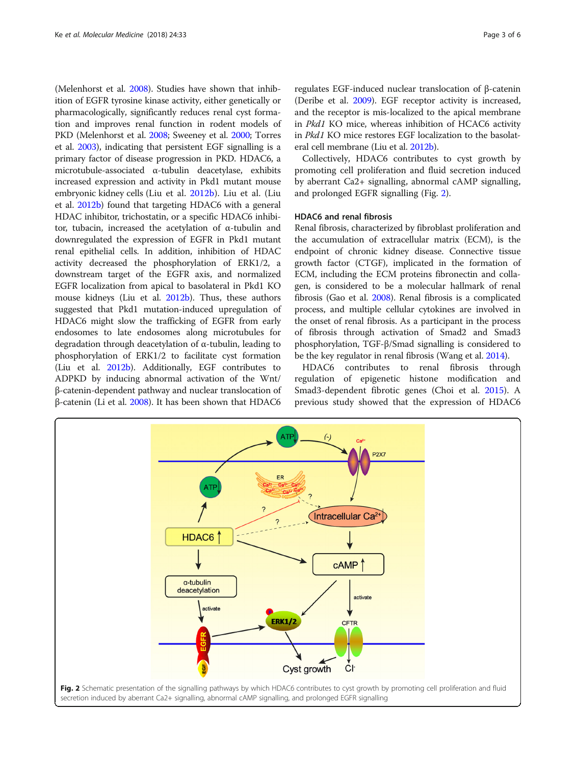(Melenhorst et al. 2008). Studies have shown that inhibition of EGFR tyrosine kinase activity, either genetically or pharmacologically, significantly reduces renal cyst formation and improves renal function in rodent models of PKD (Melenhorst et al. 2008; Sweeney et al. 2000; Torres et al. 2003), indicating that persistent EGF signalling is a primary factor of disease progression in PKD. HDAC6, a microtubule-associated α-tubulin deacetylase, exhibits increased expression and activity in Pkd1 mutant mouse embryonic kidney cells (Liu et al. 2012b). Liu et al. (Liu et al. 2012b) found that targeting HDAC6 with a general HDAC inhibitor, trichostatin, or a specific HDAC6 inhibitor, tubacin, increased the acetylation of α-tubulin and downregulated the expression of EGFR in Pkd1 mutant renal epithelial cells. In addition, inhibition of HDAC activity decreased the phosphorylation of ERK1/2, a downstream target of the EGFR axis, and normalized EGFR localization from apical to basolateral in Pkd1 KO mouse kidneys (Liu et al. 2012b). Thus, these authors suggested that Pkd1 mutation-induced upregulation of HDAC6 might slow the trafficking of EGFR from early endosomes to late endosomes along microtubules for degradation through deacetylation of α-tubulin, leading to phosphorylation of ERK1/2 to facilitate cyst formation (Liu et al. 2012b). Additionally, EGF contributes to ADPKD by inducing abnormal activation of the Wnt/β-catenin-dependent pathway and nuclear translocation of β-catenin (Li et al. 2008). It has been shown that HDAC6 regulates EGF-induced nuclear translocation of β-catenin (Deribe et al. 2009). EGF receptor activity is increased, and the receptor is mis-localized to the apical membrane in *Pkd1* KO mice, whereas inhibition of HCAC6 activity in *Pkd1* KO mice restores EGF localization to the basolateral cell membrane (Liu et al. 2012b).

Collectively, HDAC6 contributes to cyst growth by promoting cell proliferation and fluid secretion induced by aberrant Ca2+ signalling, abnormal cAMP signalling, and prolonged EGFR signalling (Fig. 2).

### HDAC6 and renal fibrosis

Renal fibrosis, characterized by fibroblast proliferation and the accumulation of extracellular matrix (ECM), is the endpoint of chronic kidney disease. Connective tissue growth factor (CTGF), implicated in the formation of ECM, including the ECM proteins fibronectin and collagen, is considered to be a molecular hallmark of renal fibrosis (Gao et al. 2008). Renal fibrosis is a complicated process, and multiple cellular cytokines are involved in the onset of renal fibrosis. As a participant in the process of fibrosis through activation of Smad2 and Smad3 phosphorylation, TGF-β/Smad signalling is considered to be the key regulator in renal fibrosis (Wang et al. 2014).

HDAC6 contributes to renal fibrosis through regulation of epigenetic histone modification and Smad3-dependent fibrotic genes (Choi et al. 2015). A previous study showed that the expression of HDAC6

**Fig. 2** Schematic presentation of the signalling pathways by which HDAC6 contributes to cyst growth by promoting cell proliferation and fluid secretion induced by aberrant Ca2+ signalling, abnormal cAMP signalling, and prolonged EGFR signalling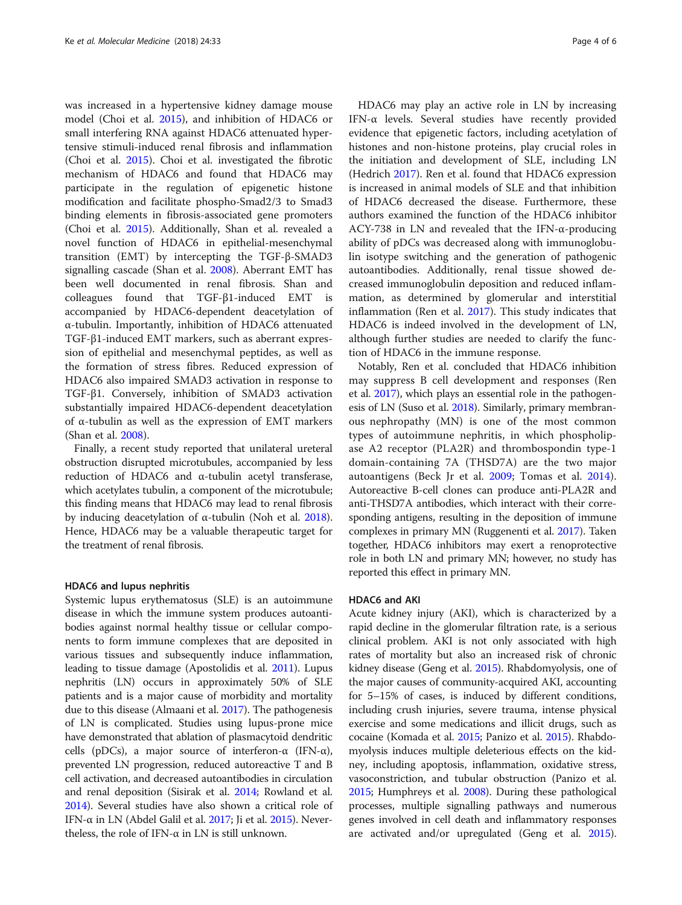was increased in a hypertensive kidney damage mouse model (Choi et al. 2015), and inhibition of HDAC6 or small interfering RNA against HDAC6 attenuated hypertensive stimuli-induced renal fibrosis and inflammation (Choi et al. 2015). Choi et al. investigated the fibrotic mechanism of HDAC6 and found that HDAC6 may participate in the regulation of epigenetic histone modification and facilitate phospho-Smad2/3 to Smad3 binding elements in fibrosis-associated gene promoters (Choi et al. 2015). Additionally, Shan et al. revealed a novel function of HDAC6 in epithelial-mesenchymal transition (EMT) by intercepting the TGF-β-SMAD3 signalling cascade (Shan et al. 2008). Aberrant EMT has been well documented in renal fibrosis. Shan and colleagues found that TGF-β1-induced EMT is accompanied by HDAC6-dependent deacetylation of α-tubulin. Importantly, inhibition of HDAC6 attenuated TGF-β1-induced EMT markers, such as aberrant expression of epithelial and mesenchymal peptides, as well as the formation of stress fibres. Reduced expression of HDAC6 also impaired SMAD3 activation in response to TGF-β1. Conversely, inhibition of SMAD3 activation substantially impaired HDAC6-dependent deacetylation of α-tubulin as well as the expression of EMT markers (Shan et al. 2008).

Finally, a recent study reported that unilateral ureteral obstruction disrupted microtubules, accompanied by less reduction of HDAC6 and α-tubulin acetyl transferase, which acetylates tubulin, a component of the microtubule; this finding means that HDAC6 may lead to renal fibrosis by inducing deacetylation of α-tubulin (Noh et al. 2018). Hence, HDAC6 may be a valuable therapeutic target for the treatment of renal fibrosis.

### HDAC6 and lupus nephritis

Systemic lupus erythematosus (SLE) is an autoimmune disease in which the immune system produces autoantibodies against normal healthy tissue or cellular components to form immune complexes that are deposited in various tissues and subsequently induce inflammation, leading to tissue damage (Apostolidis et al. 2011). Lupus nephritis (LN) occurs in approximately 50% of SLE patients and is a major cause of morbidity and mortality due to this disease (Almaani et al. 2017). The pathogenesis of LN is complicated. Studies using lupus-prone mice have demonstrated that ablation of plasmacytoid dendritic cells (pDCs), a major source of interferon-α (IFN-α), prevented LN progression, reduced autoreactive T and B cell activation, and decreased autoantibodies in circulation and renal deposition (Sisirak et al. 2014; Rowland et al. 2014). Several studies have also shown a critical role of IFN-α in LN (Abdel Galil et al. 2017; Ji et al. 2015). Nevertheless, the role of IFN-α in LN is still unknown.

HDAC6 may play an active role in LN by increasing IFN-α levels. Several studies have recently provided evidence that epigenetic factors, including acetylation of histones and non-histone proteins, play crucial roles in the initiation and development of SLE, including LN (Hedrich 2017). Ren et al. found that HDAC6 expression is increased in animal models of SLE and that inhibition of HDAC6 decreased the disease. Furthermore, these authors examined the function of the HDAC6 inhibitor ACY-738 in LN and revealed that the IFN-α-producing ability of pDCs was decreased along with immunoglobulin isotype switching and the generation of pathogenic autoantibodies. Additionally, renal tissue showed decreased immunoglobulin deposition and reduced inflammation, as determined by glomerular and interstitial inflammation (Ren et al. 2017). This study indicates that HDAC6 is indeed involved in the development of LN, although further studies are needed to clarify the function of HDAC6 in the immune response.

Notably, Ren et al. concluded that HDAC6 inhibition may suppress B cell development and responses (Ren et al. 2017), which plays an essential role in the pathogenesis of LN (Suso et al. 2018). Similarly, primary membranous nephropathy (MN) is one of the most common types of autoimmune nephritis, in which phospholipase A2 receptor (PLA2R) and thrombospondin type-1 domain-containing 7A (THSD7A) are the two major autoantigens (Beck Jr et al. 2009; Tomas et al. 2014). Autoreactive B-cell clones can produce anti-PLA2R and anti-THSD7A antibodies, which interact with their corresponding antigens, resulting in the deposition of immune complexes in primary MN (Ruggenenti et al. 2017). Taken together, HDAC6 inhibitors may exert a renoprotective role in both LN and primary MN; however, no study has reported this effect in primary MN.

### HDAC6 and AKI

Acute kidney injury (AKI), which is characterized by a rapid decline in the glomerular filtration rate, is a serious clinical problem. AKI is not only associated with high rates of mortality but also an increased risk of chronic kidney disease (Geng et al. 2015). Rhabdomyolysis, one of the major causes of community-acquired AKI, accounting for 5–15% of cases, is induced by different conditions, including crush injuries, severe trauma, intense physical exercise and some medications and illicit drugs, such as cocaine (Komada et al. 2015; Panizo et al. 2015). Rhabdomyolysis induces multiple deleterious effects on the kidney, including apoptosis, inflammation, oxidative stress, vasoconstriction, and tubular obstruction (Panizo et al. 2015; Humphreys et al. 2008). During these pathological processes, multiple signalling pathways and numerous genes involved in cell death and inflammatory responses are activated and/or upregulated (Geng et al. 2015).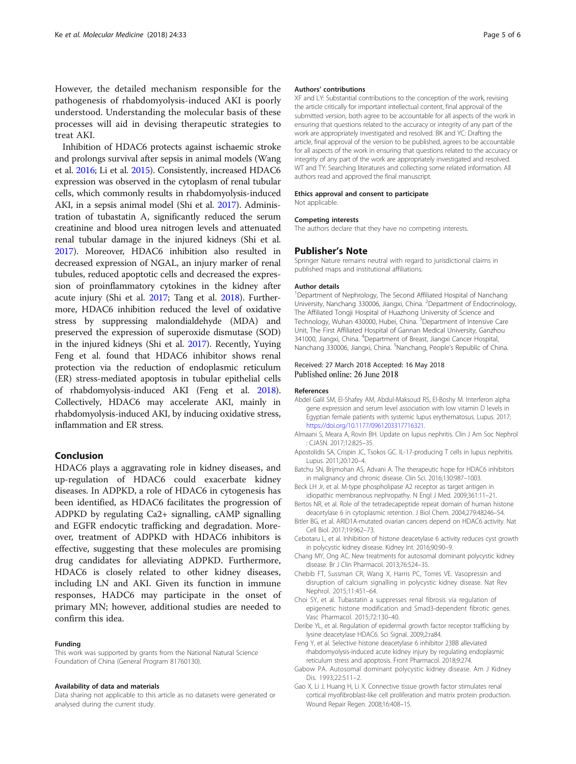However, the detailed mechanism responsible for the pathogenesis of rhabdomyolysis-induced AKI is poorly understood. Understanding the molecular basis of these processes will aid in devising therapeutic strategies to treat AKI.

Inhibition of HDAC6 protects against ischaemic stroke and prolongs survival after sepsis in animal models (Wang et al. 2016; Li et al. 2015). Consistently, increased HDAC6 expression was observed in the cytoplasm of renal tubular cells, which commonly results in rhabdomyolysis-induced AKI, in a sepsis animal model (Shi et al. 2017). Administration of tubastatin A, significantly reduced the serum creatinine and blood urea nitrogen levels and attenuated renal tubular damage in the injured kidneys (Shi et al. 2017). Moreover, HDAC6 inhibition also resulted in decreased expression of NGAL, an injury marker of renal tubules, reduced apoptotic cells and decreased the expression of proinflammatory cytokines in the kidney after acute injury (Shi et al. 2017; Tang et al. 2018). Furthermore, HDAC6 inhibition reduced the level of oxidative stress by suppressing malondialdehyde (MDA) and preserved the expression of superoxide dismutase (SOD) in the injured kidneys (Shi et al. 2017). Recently, Yuying Feng et al. found that HDAC6 inhibitor shows renal protection via the reduction of endoplasmic reticulum (ER) stress-mediated apoptosis in tubular epithelial cells of rhabdomyolysis-induced AKI (Feng et al. 2018). Collectively, HDAC6 may accelerate AKI, mainly in rhabdomyolysis-induced AKI, by inducing oxidative stress, inflammation and ER stress.

## Conclusion

HDAC6 plays a aggravating role in kidney diseases, and up-regulation of HDAC6 could exacerbate kidney diseases. In ADPKD, a role of HDAC6 in cytogenesis has been identified, as HDAC6 facilitates the progression of ADPKD by regulating Ca2+ signalling, cAMP signalling and EGFR endocytic trafficking and degradation. Moreover, treatment of ADPKD with HDAC6 inhibitors is effective, suggesting that these molecules are promising drug candidates for alleviating ADPKD. Furthermore, HDAC6 is closely related to other kidney diseases, including LN and AKI. Given its function in immune responses, HADC6 may participate in the onset of primary MN; however, additional studies are needed to confirm this idea.

#### Funding

This work was supported by grants from the National Natural Science Foundation of China (General Program 81760130).

#### Availability of data and materials

Data sharing not applicable to this article as no datasets were generated or analysed during the current study.

#### Authors' contributions

XF and LY: Substantial contributions to the conception of the work, revising the article critically for important intellectual content, final approval of the submitted version, both agree to be accountable for all aspects of the work in ensuring that questions related to the accuracy or integrity of any part of the work are appropriately investigated and resolved. BK and YC: Drafting the article, final approval of the version to be published, agrees to be accountable for all aspects of the work in ensuring that questions related to the accuracy or integrity of any part of the work are appropriately investigated and resolved. WT and TY: Searching literatures and collecting some related information. All authors read and approved the final manuscript.

#### Ethics approval and consent to participate

Not applicable.

#### Competing interests

The authors declare that they have no competing interests.

### Publisher's Note

Springer Nature remains neutral with regard to jurisdictional claims in published maps and institutional affiliations.

#### Author details

[1]Department of Nephrology, The Second Affiliated Hospital of Nanchang University, Nanchang 330006, Jiangxi, China. [2]Department of Endocrinology, The Affiliated Tongji Hospital of Huazhong University of Science and Technology, Wuhan 430000, Hubei, China. [3]Department of Intensive Care Unit, The First Affiliated Hospital of Gannan Medical University, Ganzhou 341000, Jiangxi, China. [4]Department of Breast, Jiangxi Cancer Hospital, Nanchang 330006, Jiangxi, China. [5]Nanchang, People's Republic of China.

Received: 27 March 2018 Accepted: 16 May 2018
Published online: 26 June 2018

#### References

Abdel Galil SM, El-Shafey AM, Abdul-Maksoud RS, El-Boshy M. Interferon alpha gene expression and serum level association with low vitamin D levels in Egyptian female patients with systemic lupus erythematosus. Lupus. 2017; https://doi.org/10.1177/0961203317716321.

Almaani S, Meara A, Rovin BH. Update on lupus nephritis. Clin J Am Soc Nephrol : CJASN. 2017;12:825–35.

Apostolidis SA, Crispin JC, Tsokos GC. IL-17-producing T cells in lupus nephritis. Lupus. 2011;20:120–4.

Batchu SN, Brijmohan AS, Advani A. The therapeutic hope for HDAC6 inhibitors in malignancy and chronic disease. Clin Sci. 2016;130:987–1003.

Beck LH Jr, et al. M-type phospholipase A2 receptor as target antigen in idiopathic membranous nephropathy. N Engl J Med. 2009;361:11–21.

Bertos NR, et al. Role of the tetradecapeptide repeat domain of human histone deacetylase 6 in cytoplasmic retention. J Biol Chem. 2004;279:48246–54.

Bitler BG, et al. ARID1A-mutated ovarian cancers depend on HDAC6 activity. Nat Cell Biol. 2017;19:962–73.

Cebotaru L, et al. Inhibition of histone deacetylase 6 activity reduces cyst growth in polycystic kidney disease. Kidney Int. 2016;90:90–9.

Chang MY, Ong AC. New treatments for autosomal dominant polycystic kidney disease. Br J Clin Pharmacol. 2013;76:524–35.

Chebib FT, Sussman CR, Wang X, Harris PC, Torres VE. Vasopressin and disruption of calcium signalling in polycystic kidney disease. Nat Rev Nephrol. 2015;11:451–64.

Choi SY, et al. Tubastatin a suppresses renal fibrosis via regulation of epigenetic histone modification and Smad3-dependent fibrotic genes. Vasc Pharmacol. 2015;72:130–40.

Deribe YL, et al. Regulation of epidermal growth factor receptor trafficking by lysine deacetylase HDAC6. Sci Signal. 2009;2:ra84.

Feng Y, et al. Selective histone deacetylase 6 inhibitor 23BB alleviated rhabdomyolysis-induced acute kidney injury by regulating endoplasmic reticulum stress and apoptosis. Front Pharmacol. 2018;9:274.

Gabow PA. Autosomal dominant polycystic kidney disease. Am J Kidney Dis. 1993;22:511–2.

Gao X, Li J, Huang H, Li X. Connective tissue growth factor stimulates renal cortical myofibroblast-like cell proliferation and matrix protein production. Wound Repair Regen. 2008;16:408–15.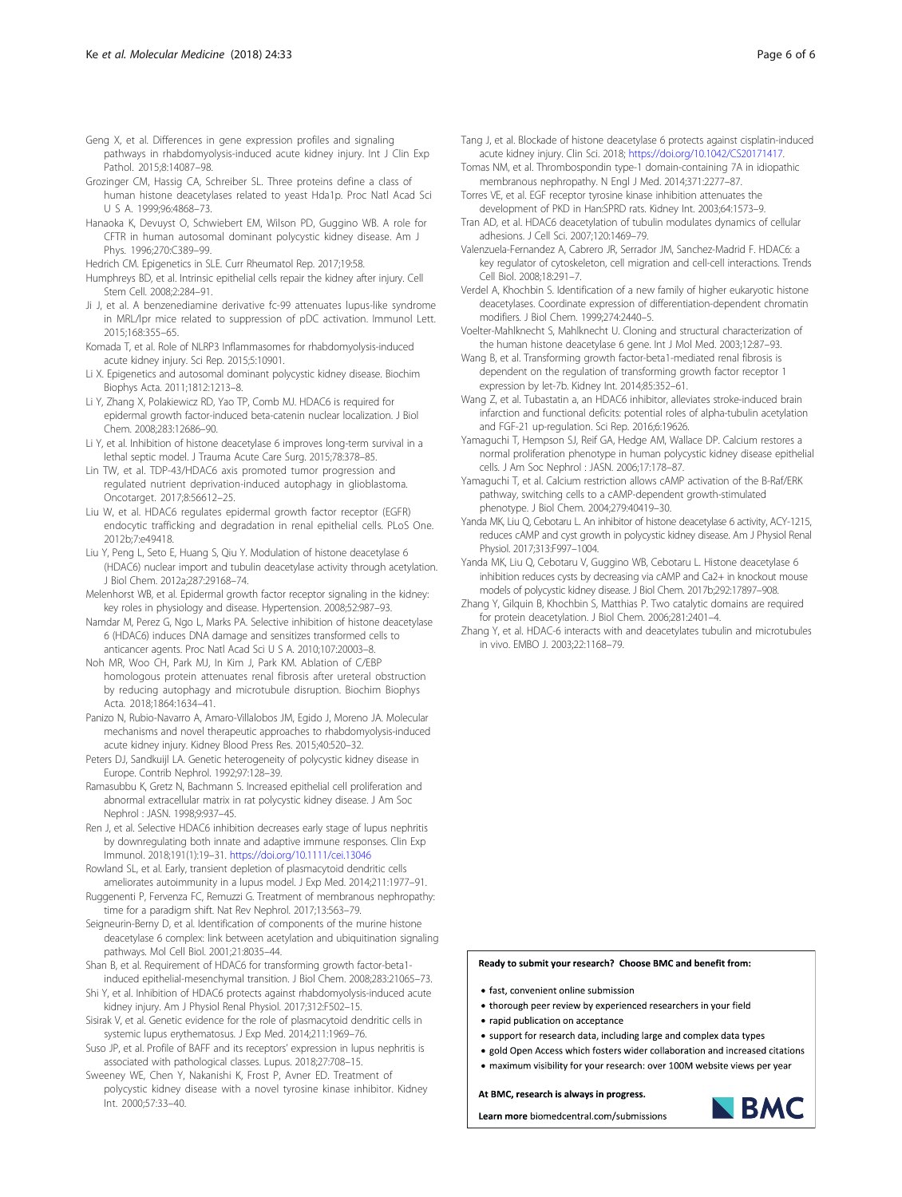Geng X, et al. Differences in gene expression profiles and signaling pathways in rhabdomyolysis-induced acute kidney injury. Int J Clin Exp Pathol. 2015;8:14087–98.

Grozinger CM, Hassig CA, Schreiber SL. Three proteins define a class of human histone deacetylases related to yeast Hda1p. Proc Natl Acad Sci U S A. 1999;96:4868–73.

Hanaoka K, Devuyst O, Schwiebert EM, Wilson PD, Guggino WB. A role for CFTR in human autosomal dominant polycystic kidney disease. Am J Phys. 1996;270:C389–99.

Hedrich CM. Epigenetics in SLE. Curr Rheumatol Rep. 2017;19:58.

Humphreys BD, et al. Intrinsic epithelial cells repair the kidney after injury. Cell Stem Cell. 2008;2:284–91.

Ji J, et al. A benzenediamine derivative fc-99 attenuates lupus-like syndrome in MRL/lpr mice related to suppression of pDC activation. Immunol Lett. 2015;168:355–65.

Komada T, et al. Role of NLRP3 Inflammasomes for rhabdomyolysis-induced acute kidney injury. Sci Rep. 2015;5:10901.

Li X. Epigenetics and autosomal dominant polycystic kidney disease. Biochim Biophys Acta. 2011;1812:1213–8.

Li Y, Zhang X, Polakiewicz RD, Yao TP, Comb MJ. HDAC6 is required for epidermal growth factor-induced beta-catenin nuclear localization. J Biol Chem. 2008;283:12686–90.

Li Y, et al. Inhibition of histone deacetylase 6 improves long-term survival in a lethal septic model. J Trauma Acute Care Surg. 2015;78:378–85.

Lin TW, et al. TDP-43/HDAC6 axis promoted tumor progression and regulated nutrient deprivation-induced autophagy in glioblastoma. Oncotarget. 2017;8:56612–25.

Liu W, et al. HDAC6 regulates epidermal growth factor receptor (EGFR) endocytic trafficking and degradation in renal epithelial cells. PLoS One. 2012b;7:e49418.

Liu Y, Peng L, Seto E, Huang S, Qiu Y. Modulation of histone deacetylase 6 (HDAC6) nuclear import and tubulin deacetylase activity through acetylation. J Biol Chem. 2012a;287:29168–74.

Melenhorst WB, et al. Epidermal growth factor receptor signaling in the kidney: key roles in physiology and disease. Hypertension. 2008;52:987–93.

Namdar M, Perez G, Ngo L, Marks PA. Selective inhibition of histone deacetylase 6 (HDAC6) induces DNA damage and sensitizes transformed cells to anticancer agents. Proc Natl Acad Sci U S A. 2010;107:20003–8.

Noh MR, Woo CH, Park MJ, In Kim J, Park KM. Ablation of C/EBP homologous protein attenuates renal fibrosis after ureteral obstruction by reducing autophagy and microtubule disruption. Biochim Biophys Acta. 2018;1864:1634–41.

Panizo N, Rubio-Navarro A, Amaro-Villalobos JM, Egido J, Moreno JA. Molecular mechanisms and novel therapeutic approaches to rhabdomyolysis-induced acute kidney injury. Kidney Blood Press Res. 2015;40:520–32.

Peters DJ, Sandkuijl LA. Genetic heterogeneity of polycystic kidney disease in Europe. Contrib Nephrol. 1992;97:128–39.

Ramasubbu K, Gretz N, Bachmann S. Increased epithelial cell proliferation and abnormal extracellular matrix in rat polycystic kidney disease. J Am Soc Nephrol : JASN. 1998;9:937–45.

Ren J, et al. Selective HDAC6 inhibition decreases early stage of lupus nephritis by downregulating both innate and adaptive immune responses. Clin Exp Immunol. 2018;191(1):19–31. https://doi.org/10.1111/cei.13046

Rowland SL, et al. Early, transient depletion of plasmacytoid dendritic cells ameliorates autoimmunity in a lupus model. J Exp Med. 2014;211:1977–91.

Ruggenenti P, Fervenza FC, Remuzzi G. Treatment of membranous nephropathy: time for a paradigm shift. Nat Rev Nephrol. 2017;13:563–79.

Seigneurin-Berny D, et al. Identification of components of the murine histone deacetylase 6 complex: link between acetylation and ubiquitination signaling pathways. Mol Cell Biol. 2001;21:8035–44.

Shan B, et al. Requirement of HDAC6 for transforming growth factor-beta1-induced epithelial-mesenchymal transition. J Biol Chem. 2008;283:21065–73.

Shi Y, et al. Inhibition of HDAC6 protects against rhabdomyolysis-induced acute kidney injury. Am J Physiol Renal Physiol. 2017;312:F502–15.

Sisirak V, et al. Genetic evidence for the role of plasmacytoid dendritic cells in systemic lupus erythematosus. J Exp Med. 2014;211:1969–76.

Suso JP, et al. Profile of BAFF and its receptors' expression in lupus nephritis is associated with pathological classes. Lupus. 2018;27:708–15.

Sweeney WE, Chen Y, Nakanishi K, Frost P, Avner ED. Treatment of polycystic kidney disease with a novel tyrosine kinase inhibitor. Kidney Int. 2000;57:33–40.

Tang J, et al. Blockade of histone deacetylase 6 protects against cisplatin-induced acute kidney injury. Clin Sci. 2018; https://doi.org/10.1042/CS20171417.

Tomas NM, et al. Thrombospondin type-1 domain-containing 7A in idiopathic membranous nephropathy. N Engl J Med. 2014;371:2277–87.

Torres VE, et al. EGF receptor tyrosine kinase inhibition attenuates the development of PKD in Han:SPRD rats. Kidney Int. 2003;64:1573–9.

Tran AD, et al. HDAC6 deacetylation of tubulin modulates dynamics of cellular adhesions. J Cell Sci. 2007;120:1469–79.

Valenzuela-Fernandez A, Cabrero JR, Serrador JM, Sanchez-Madrid F. HDAC6: a key regulator of cytoskeleton, cell migration and cell-cell interactions. Trends Cell Biol. 2008;18:291–7.

Verdel A, Khochbin S. Identification of a new family of higher eukaryotic histone deacetylases. Coordinate expression of differentiation-dependent chromatin modifiers. J Biol Chem. 1999;274:2440–5.

Voelter-Mahlknecht S, Mahlknecht U. Cloning and structural characterization of the human histone deacetylase 6 gene. Int J Mol Med. 2003;12:87–93.

Wang B, et al. Transforming growth factor-beta1-mediated renal fibrosis is dependent on the regulation of transforming growth factor receptor 1 expression by let-7b. Kidney Int. 2014;85:352–61.

Wang Z, et al. Tubastatin a, an HDAC6 inhibitor, alleviates stroke-induced brain infarction and functional deficits: potential roles of alpha-tubulin acetylation and FGF-21 up-regulation. Sci Rep. 2016;6:19626.

Yamaguchi T, Hempson SJ, Reif GA, Hedge AM, Wallace DP. Calcium restores a normal proliferation phenotype in human polycystic kidney disease epithelial cells. J Am Soc Nephrol : JASN. 2006;17:178–87.

Yamaguchi T, et al. Calcium restriction allows cAMP activation of the B-Raf/ERK pathway, switching cells to a cAMP-dependent growth-stimulated phenotype. J Biol Chem. 2004;279:40419–30.

Yanda MK, Liu Q, Cebotaru L. An inhibitor of histone deacetylase 6 activity, ACY-1215, reduces cAMP and cyst growth in polycystic kidney disease. Am J Physiol Renal Physiol. 2017;313:F997–1004.

Yanda MK, Liu Q, Cebotaru V, Guggino WB, Cebotaru L. Histone deacetylase 6 inhibition reduces cysts by decreasing via cAMP and Ca2+ in knockout mouse models of polycystic kidney disease. J Biol Chem. 2017b;292:17897–908.

Zhang Y, Gilquin B, Khochbin S, Matthias P. Two catalytic domains are required for protein deacetylation. J Biol Chem. 2006;281:2401–4.

Zhang Y, et al. HDAC-6 interacts with and deacetylates tubulin and microtubules in vivo. EMBO J. 2003;22:1168–79.

**Ready to submit your research? Choose BMC and benefit from:**

- fast, convenient online submission
- thorough peer review by experienced researchers in your field
- rapid publication on acceptance
- support for research data, including large and complex data types
- gold Open Access which fosters wider collaboration and increased citations
- maximum visibility for your research: over 100M website views per year

**At BMC, research is always in progress.**

**Learn more** biomedcentral.com/submissions

BMC